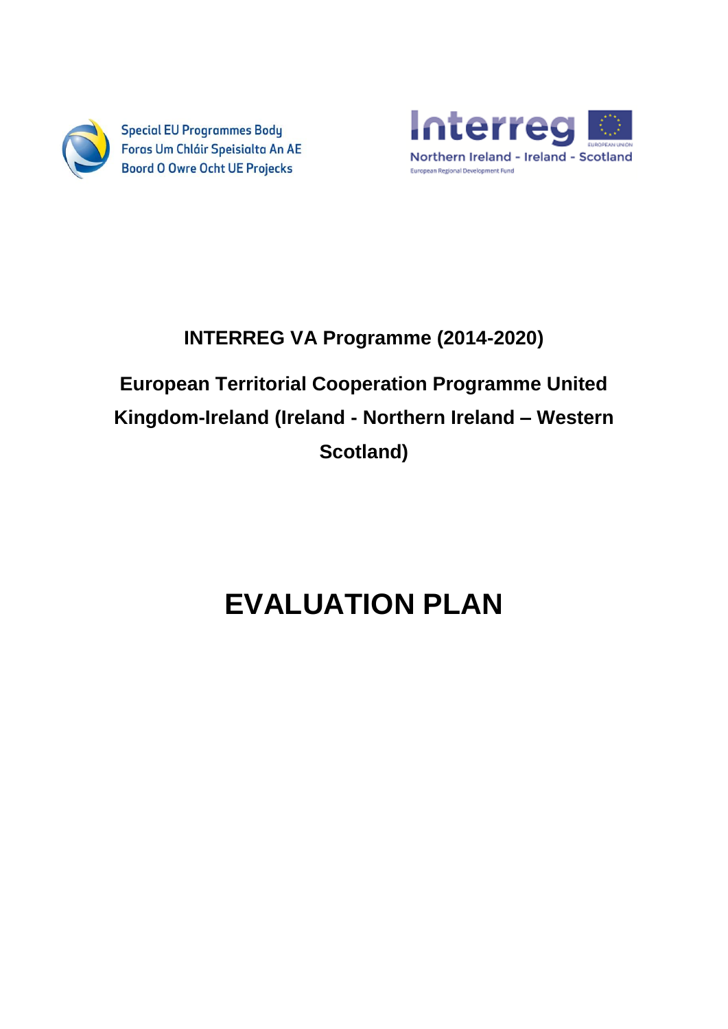Special EU Programmes Body
Foras Um Chláir Speisialta An AE
Boord O Owre Ocht UE Projecks

Interreg
Northern Ireland - Ireland - Scotland
European Regional Development Fund
EUROPEAN UNION

**INTERREG VA Programme (2014-2020)**

**European Territorial Cooperation Programme United Kingdom-Ireland (Ireland - Northern Ireland – Western Scotland)**

# EVALUATION PLAN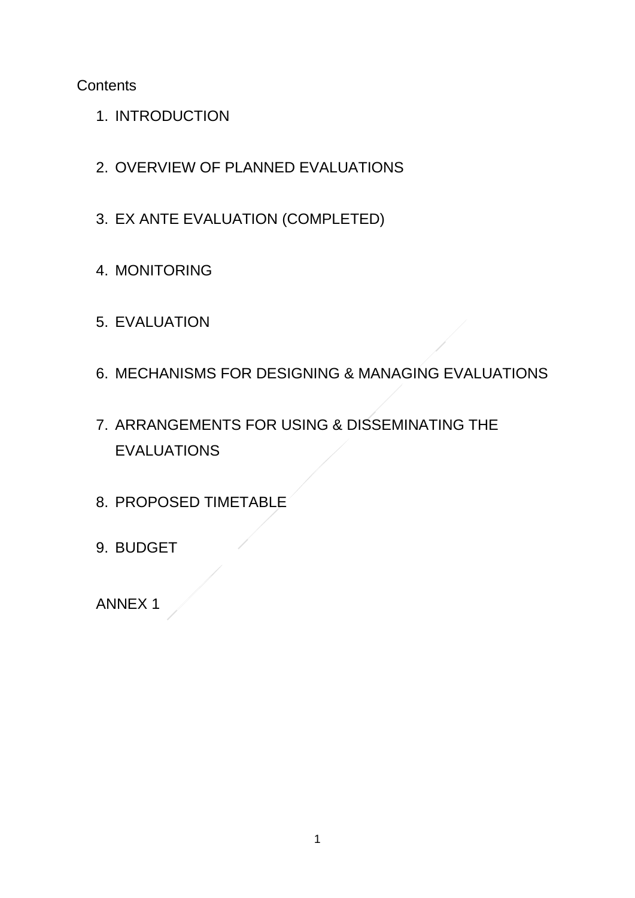Contents

1. INTRODUCTION
2. OVERVIEW OF PLANNED EVALUATIONS
3. EX ANTE EVALUATION (COMPLETED)
4. MONITORING
5. EVALUATION
6. MECHANISMS FOR DESIGNING & MANAGING EVALUATIONS
7. ARRANGEMENTS FOR USING & DISSEMINATING THE EVALUATIONS
8. PROPOSED TIMETABLE
9. BUDGET

ANNEX 1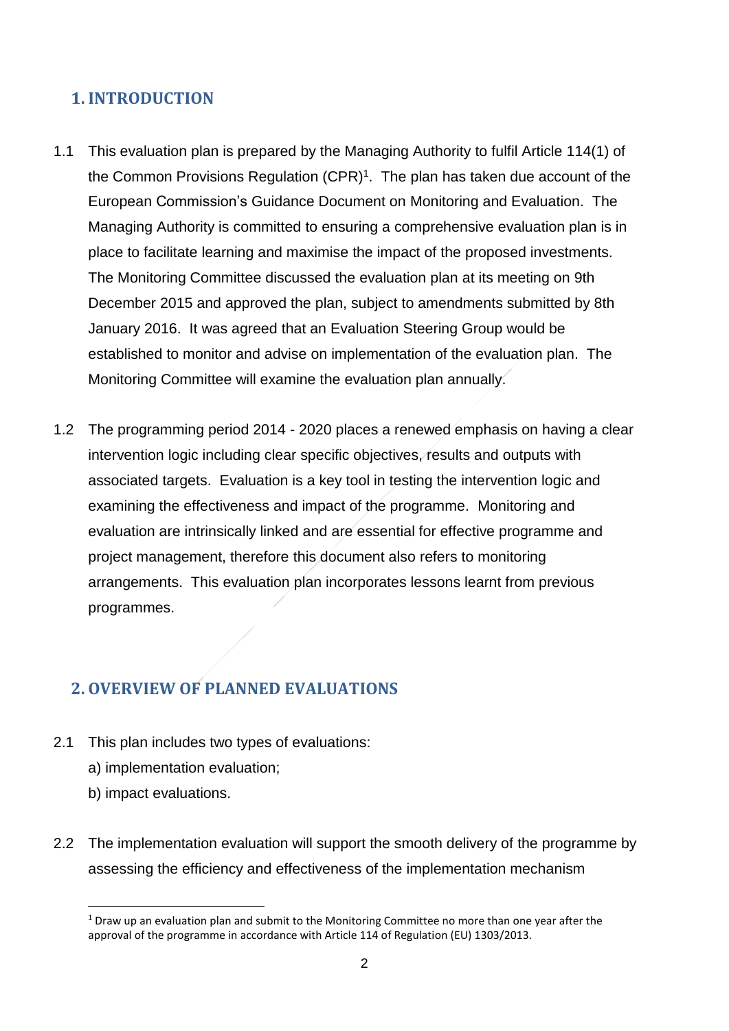## 1. INTRODUCTION

1.1 This evaluation plan is prepared by the Managing Authority to fulfil Article 114(1) of the Common Provisions Regulation (CPR)[1]. The plan has taken due account of the European Commission's Guidance Document on Monitoring and Evaluation. The Managing Authority is committed to ensuring a comprehensive evaluation plan is in place to facilitate learning and maximise the impact of the proposed investments. The Monitoring Committee discussed the evaluation plan at its meeting on 9th December 2015 and approved the plan, subject to amendments submitted by 8th January 2016. It was agreed that an Evaluation Steering Group would be established to monitor and advise on implementation of the evaluation plan. The Monitoring Committee will examine the evaluation plan annually.

1.2 The programming period 2014 - 2020 places a renewed emphasis on having a clear intervention logic including clear specific objectives, results and outputs with associated targets. Evaluation is a key tool in testing the intervention logic and examining the effectiveness and impact of the programme. Monitoring and evaluation are intrinsically linked and are essential for effective programme and project management, therefore this document also refers to monitoring arrangements. This evaluation plan incorporates lessons learnt from previous programmes.

## 2. OVERVIEW OF PLANNED EVALUATIONS

2.1 This plan includes two types of evaluations:

a) implementation evaluation;

b) impact evaluations.

2.2 The implementation evaluation will support the smooth delivery of the programme by assessing the efficiency and effectiveness of the implementation mechanism

---

[1] Draw up an evaluation plan and submit to the Monitoring Committee no more than one year after the approval of the programme in accordance with Article 114 of Regulation (EU) 1303/2013.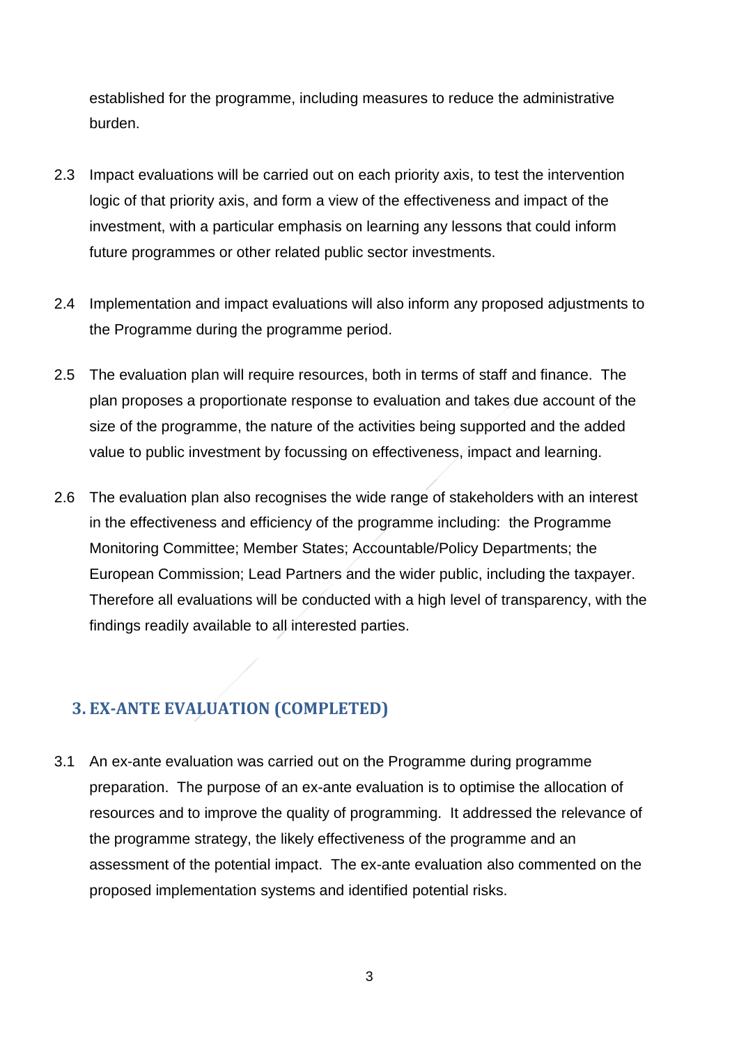established for the programme, including measures to reduce the administrative burden.

2.3 Impact evaluations will be carried out on each priority axis, to test the intervention logic of that priority axis, and form a view of the effectiveness and impact of the investment, with a particular emphasis on learning any lessons that could inform future programmes or other related public sector investments.

2.4 Implementation and impact evaluations will also inform any proposed adjustments to the Programme during the programme period.

2.5 The evaluation plan will require resources, both in terms of staff and finance. The plan proposes a proportionate response to evaluation and takes due account of the size of the programme, the nature of the activities being supported and the added value to public investment by focussing on effectiveness, impact and learning.

2.6 The evaluation plan also recognises the wide range of stakeholders with an interest in the effectiveness and efficiency of the programme including: the Programme Monitoring Committee; Member States; Accountable/Policy Departments; the European Commission; Lead Partners and the wider public, including the taxpayer. Therefore all evaluations will be conducted with a high level of transparency, with the findings readily available to all interested parties.

## 3. EX-ANTE EVALUATION (COMPLETED)

3.1 An ex-ante evaluation was carried out on the Programme during programme preparation. The purpose of an ex-ante evaluation is to optimise the allocation of resources and to improve the quality of programming. It addressed the relevance of the programme strategy, the likely effectiveness of the programme and an assessment of the potential impact. The ex-ante evaluation also commented on the proposed implementation systems and identified potential risks.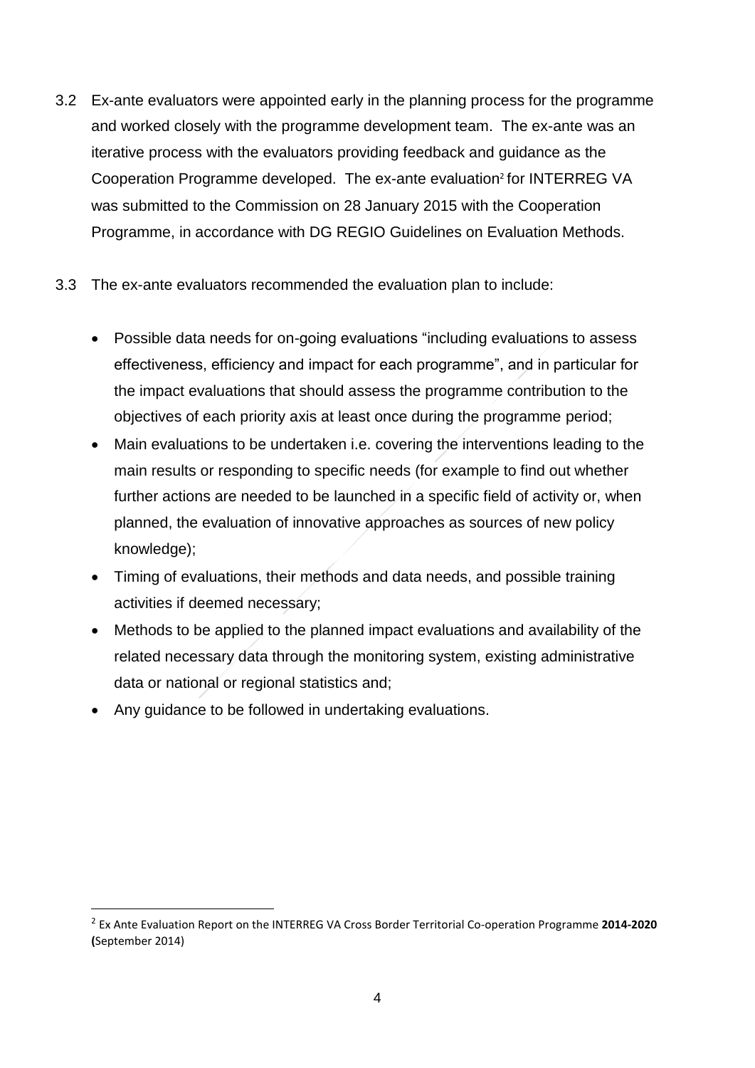3.2 Ex-ante evaluators were appointed early in the planning process for the programme and worked closely with the programme development team. The ex-ante was an iterative process with the evaluators providing feedback and guidance as the Cooperation Programme developed. The ex-ante evaluation[2] for INTERREG VA was submitted to the Commission on 28 January 2015 with the Cooperation Programme, in accordance with DG REGIO Guidelines on Evaluation Methods.

3.3 The ex-ante evaluators recommended the evaluation plan to include:

- Possible data needs for on-going evaluations "including evaluations to assess effectiveness, efficiency and impact for each programme", and in particular for the impact evaluations that should assess the programme contribution to the objectives of each priority axis at least once during the programme period;
- Main evaluations to be undertaken i.e. covering the interventions leading to the main results or responding to specific needs (for example to find out whether further actions are needed to be launched in a specific field of activity or, when planned, the evaluation of innovative approaches as sources of new policy knowledge);
- Timing of evaluations, their methods and data needs, and possible training activities if deemed necessary;
- Methods to be applied to the planned impact evaluations and availability of the related necessary data through the monitoring system, existing administrative data or national or regional statistics and;
- Any guidance to be followed in undertaking evaluations.

[2] Ex Ante Evaluation Report on the INTERREG VA Cross Border Territorial Co-operation Programme **2014-2020 (**September 2014)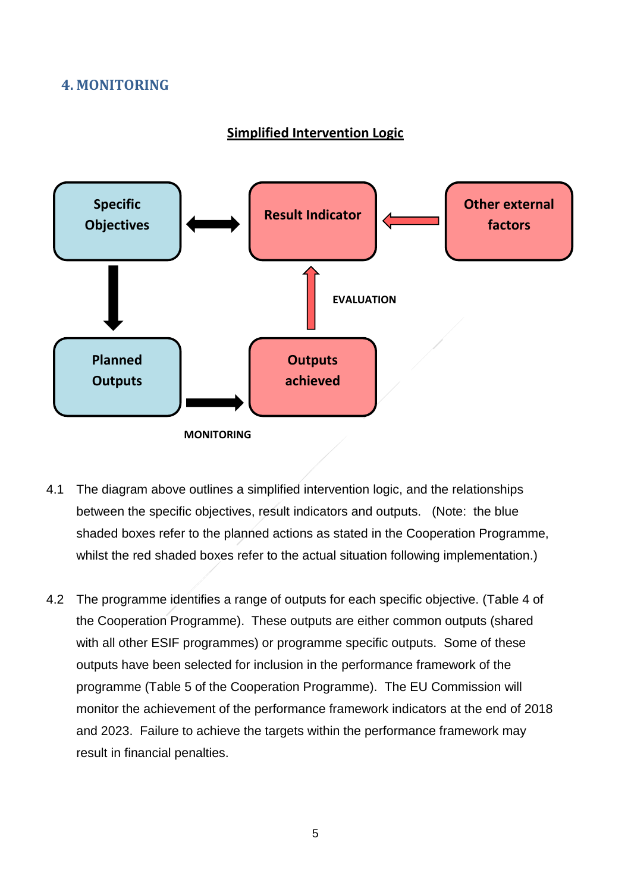## 4. MONITORING

**Simplified Intervention Logic**

**Specific Objectives** ⟷ **Result Indicator** ← **Other external factors**

**Specific Objectives** ↓ **Planned Outputs**

**Planned Outputs** → **Outputs achieved** (MONITORING)

**Outputs achieved** ↑ **Result Indicator** (EVALUATION)

4.1 The diagram above outlines a simplified intervention logic, and the relationships between the specific objectives, result indicators and outputs. (Note: the blue shaded boxes refer to the planned actions as stated in the Cooperation Programme, whilst the red shaded boxes refer to the actual situation following implementation.)

4.2 The programme identifies a range of outputs for each specific objective. (Table 4 of the Cooperation Programme). These outputs are either common outputs (shared with all other ESIF programmes) or programme specific outputs. Some of these outputs have been selected for inclusion in the performance framework of the programme (Table 5 of the Cooperation Programme). The EU Commission will monitor the achievement of the performance framework indicators at the end of 2018 and 2023. Failure to achieve the targets within the performance framework may result in financial penalties.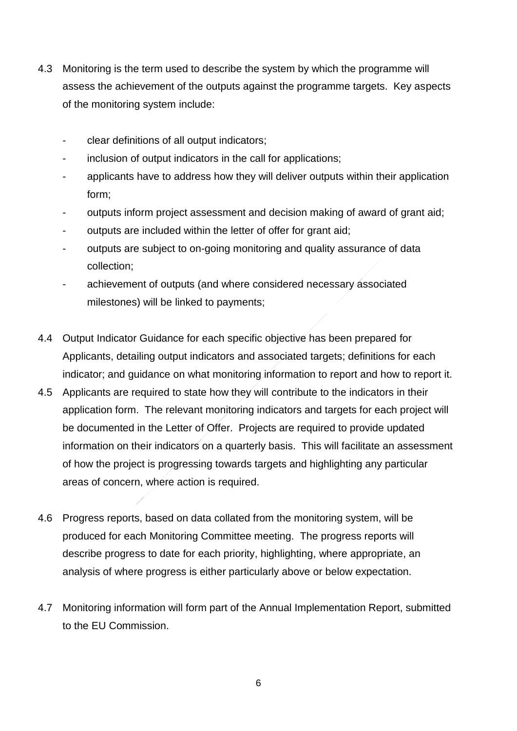4.3 Monitoring is the term used to describe the system by which the programme will assess the achievement of the outputs against the programme targets. Key aspects of the monitoring system include:

- clear definitions of all output indicators;
- inclusion of output indicators in the call for applications;
- applicants have to address how they will deliver outputs within their application form;
- outputs inform project assessment and decision making of award of grant aid;
- outputs are included within the letter of offer for grant aid;
- outputs are subject to on-going monitoring and quality assurance of data collection;
- achievement of outputs (and where considered necessary associated milestones) will be linked to payments;

4.4 Output Indicator Guidance for each specific objective has been prepared for Applicants, detailing output indicators and associated targets; definitions for each indicator; and guidance on what monitoring information to report and how to report it.

4.5 Applicants are required to state how they will contribute to the indicators in their application form. The relevant monitoring indicators and targets for each project will be documented in the Letter of Offer. Projects are required to provide updated information on their indicators on a quarterly basis. This will facilitate an assessment of how the project is progressing towards targets and highlighting any particular areas of concern, where action is required.

4.6 Progress reports, based on data collated from the monitoring system, will be produced for each Monitoring Committee meeting. The progress reports will describe progress to date for each priority, highlighting, where appropriate, an analysis of where progress is either particularly above or below expectation.

4.7 Monitoring information will form part of the Annual Implementation Report, submitted to the EU Commission.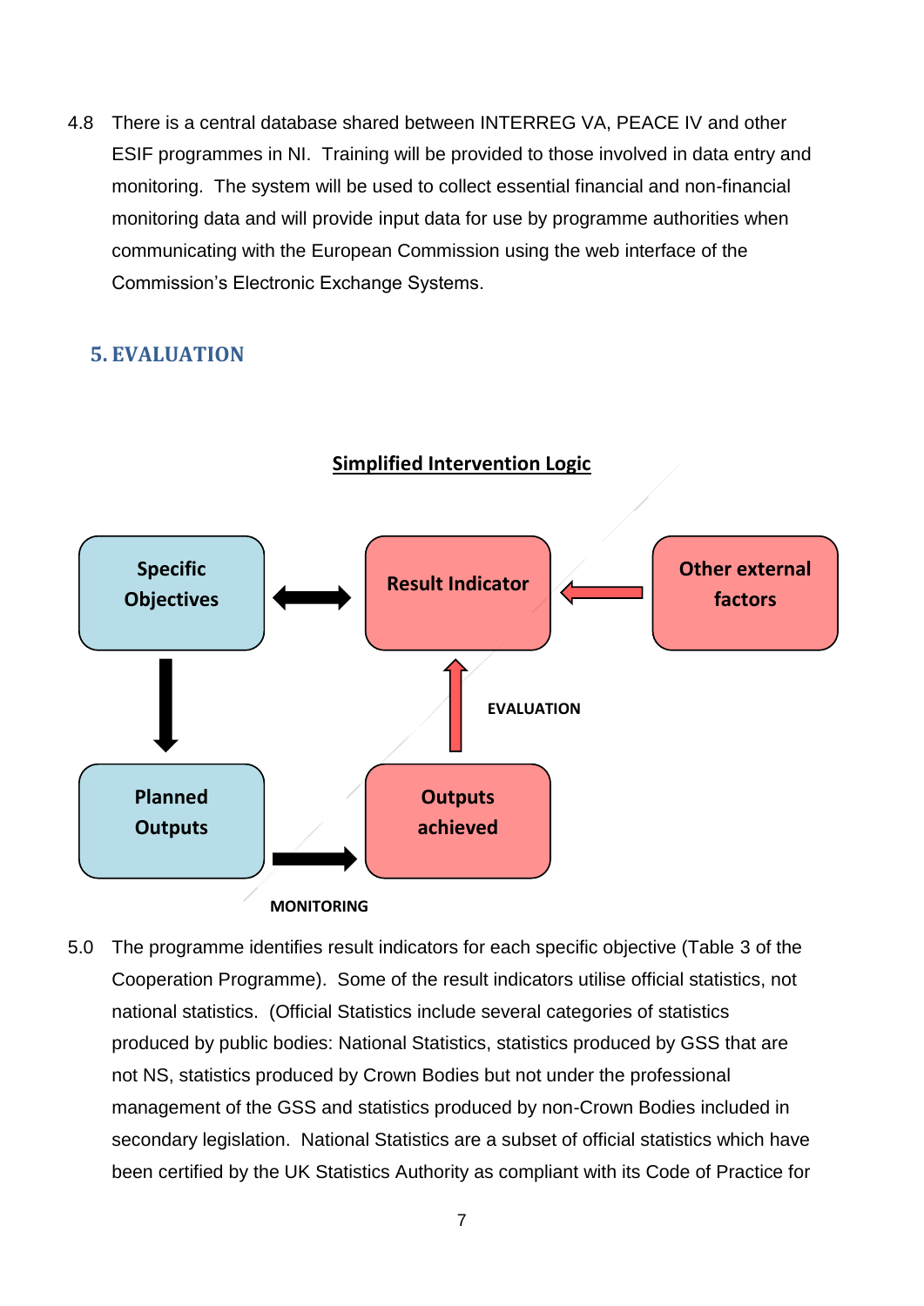4.8 There is a central database shared between INTERREG VA, PEACE IV and other ESIF programmes in NI. Training will be provided to those involved in data entry and monitoring. The system will be used to collect essential financial and non-financial monitoring data and will provide input data for use by programme authorities when communicating with the European Commission using the web interface of the Commission's Electronic Exchange Systems.

## 5. EVALUATION

**Simplified Intervention Logic**

Specific Objectives ↔ Result Indicator ← Other external factors

Specific Objectives → Planned Outputs

Planned Outputs → Outputs achieved (MONITORING)

Outputs achieved → Result Indicator (EVALUATION)

5.0 The programme identifies result indicators for each specific objective (Table 3 of the Cooperation Programme). Some of the result indicators utilise official statistics, not national statistics. (Official Statistics include several categories of statistics produced by public bodies: National Statistics, statistics produced by GSS that are not NS, statistics produced by Crown Bodies but not under the professional management of the GSS and statistics produced by non-Crown Bodies included in secondary legislation. National Statistics are a subset of official statistics which have been certified by the UK Statistics Authority as compliant with its Code of Practice for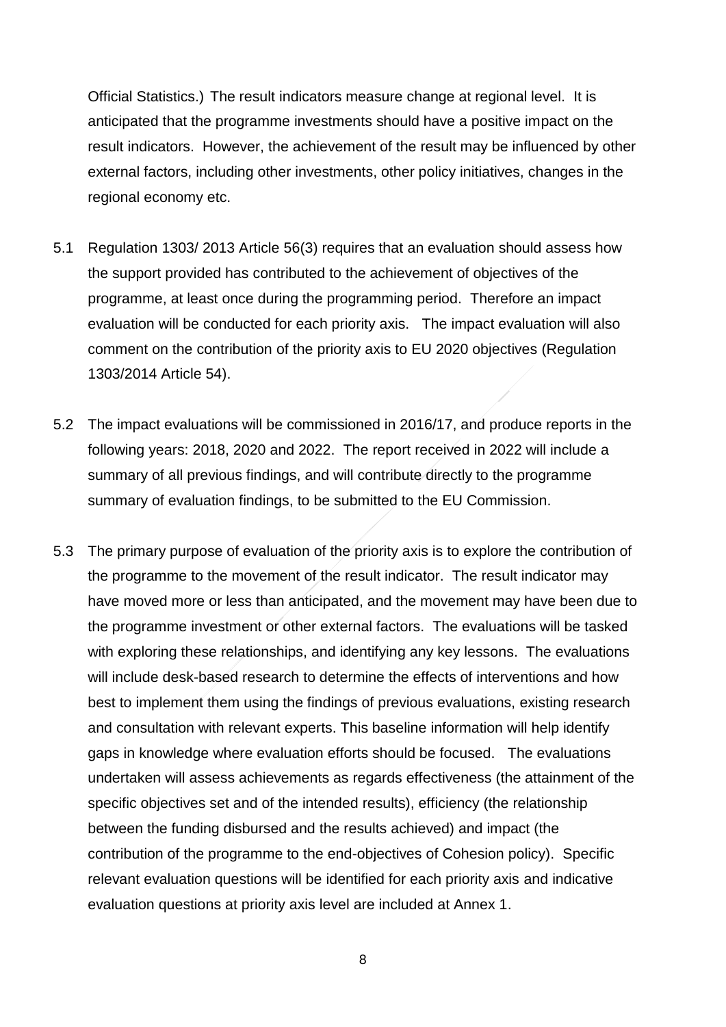Official Statistics.) The result indicators measure change at regional level. It is anticipated that the programme investments should have a positive impact on the result indicators. However, the achievement of the result may be influenced by other external factors, including other investments, other policy initiatives, changes in the regional economy etc.

5.1 Regulation 1303/ 2013 Article 56(3) requires that an evaluation should assess how the support provided has contributed to the achievement of objectives of the programme, at least once during the programming period. Therefore an impact evaluation will be conducted for each priority axis. The impact evaluation will also comment on the contribution of the priority axis to EU 2020 objectives (Regulation 1303/2014 Article 54).

5.2 The impact evaluations will be commissioned in 2016/17, and produce reports in the following years: 2018, 2020 and 2022. The report received in 2022 will include a summary of all previous findings, and will contribute directly to the programme summary of evaluation findings, to be submitted to the EU Commission.

5.3 The primary purpose of evaluation of the priority axis is to explore the contribution of the programme to the movement of the result indicator. The result indicator may have moved more or less than anticipated, and the movement may have been due to the programme investment or other external factors. The evaluations will be tasked with exploring these relationships, and identifying any key lessons. The evaluations will include desk-based research to determine the effects of interventions and how best to implement them using the findings of previous evaluations, existing research and consultation with relevant experts. This baseline information will help identify gaps in knowledge where evaluation efforts should be focused. The evaluations undertaken will assess achievements as regards effectiveness (the attainment of the specific objectives set and of the intended results), efficiency (the relationship between the funding disbursed and the results achieved) and impact (the contribution of the programme to the end-objectives of Cohesion policy). Specific relevant evaluation questions will be identified for each priority axis and indicative evaluation questions at priority axis level are included at Annex 1.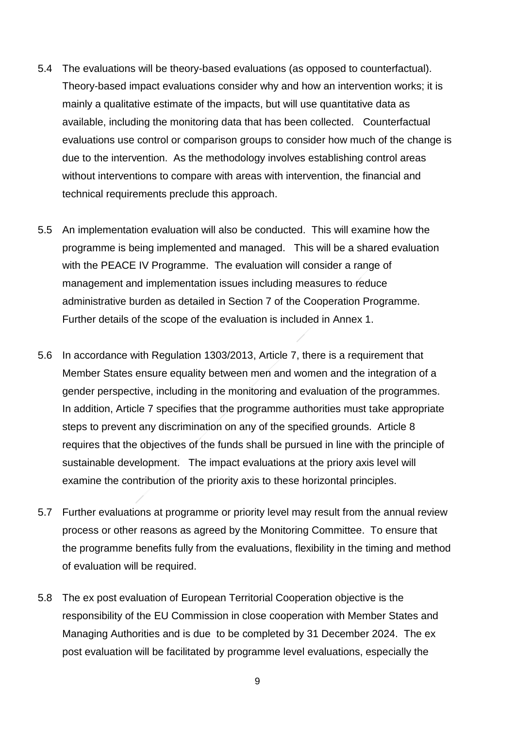5.4 The evaluations will be theory-based evaluations (as opposed to counterfactual). Theory-based impact evaluations consider why and how an intervention works; it is mainly a qualitative estimate of the impacts, but will use quantitative data as available, including the monitoring data that has been collected. Counterfactual evaluations use control or comparison groups to consider how much of the change is due to the intervention. As the methodology involves establishing control areas without interventions to compare with areas with intervention, the financial and technical requirements preclude this approach.

5.5 An implementation evaluation will also be conducted. This will examine how the programme is being implemented and managed. This will be a shared evaluation with the PEACE IV Programme. The evaluation will consider a range of management and implementation issues including measures to reduce administrative burden as detailed in Section 7 of the Cooperation Programme. Further details of the scope of the evaluation is included in Annex 1.

5.6 In accordance with Regulation 1303/2013, Article 7, there is a requirement that Member States ensure equality between men and women and the integration of a gender perspective, including in the monitoring and evaluation of the programmes. In addition, Article 7 specifies that the programme authorities must take appropriate steps to prevent any discrimination on any of the specified grounds. Article 8 requires that the objectives of the funds shall be pursued in line with the principle of sustainable development. The impact evaluations at the priory axis level will examine the contribution of the priority axis to these horizontal principles.

5.7 Further evaluations at programme or priority level may result from the annual review process or other reasons as agreed by the Monitoring Committee. To ensure that the programme benefits fully from the evaluations, flexibility in the timing and method of evaluation will be required.

5.8 The ex post evaluation of European Territorial Cooperation objective is the responsibility of the EU Commission in close cooperation with Member States and Managing Authorities and is due to be completed by 31 December 2024. The ex post evaluation will be facilitated by programme level evaluations, especially the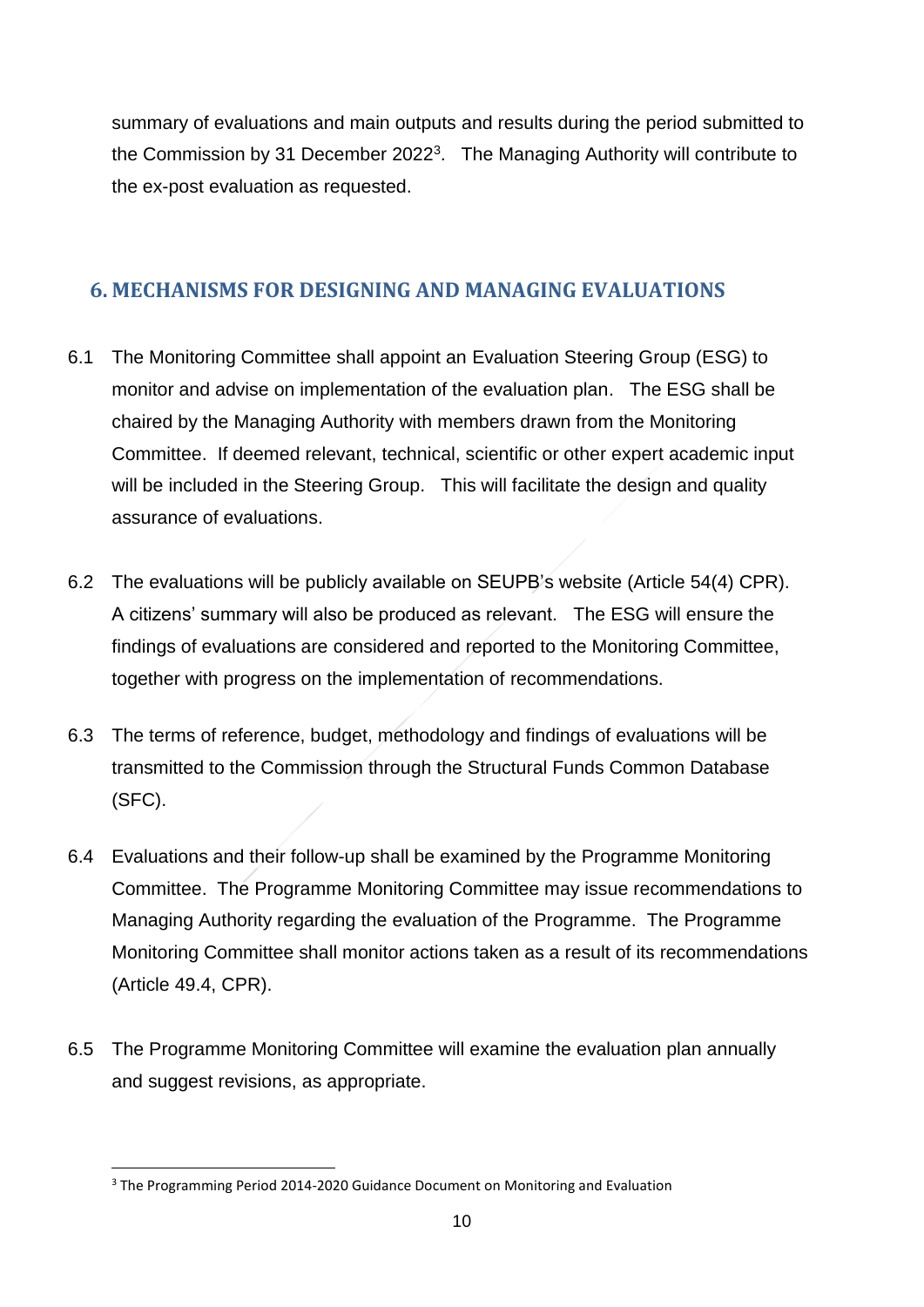summary of evaluations and main outputs and results during the period submitted to the Commission by 31 December 2022[3]. The Managing Authority will contribute to the ex-post evaluation as requested.

## 6. MECHANISMS FOR DESIGNING AND MANAGING EVALUATIONS

6.1 The Monitoring Committee shall appoint an Evaluation Steering Group (ESG) to monitor and advise on implementation of the evaluation plan. The ESG shall be chaired by the Managing Authority with members drawn from the Monitoring Committee. If deemed relevant, technical, scientific or other expert academic input will be included in the Steering Group. This will facilitate the design and quality assurance of evaluations.

6.2 The evaluations will be publicly available on SEUPB's website (Article 54(4) CPR). A citizens' summary will also be produced as relevant. The ESG will ensure the findings of evaluations are considered and reported to the Monitoring Committee, together with progress on the implementation of recommendations.

6.3 The terms of reference, budget, methodology and findings of evaluations will be transmitted to the Commission through the Structural Funds Common Database (SFC).

6.4 Evaluations and their follow-up shall be examined by the Programme Monitoring Committee. The Programme Monitoring Committee may issue recommendations to Managing Authority regarding the evaluation of the Programme. The Programme Monitoring Committee shall monitor actions taken as a result of its recommendations (Article 49.4, CPR).

6.5 The Programme Monitoring Committee will examine the evaluation plan annually and suggest revisions, as appropriate.

[3] The Programming Period 2014-2020 Guidance Document on Monitoring and Evaluation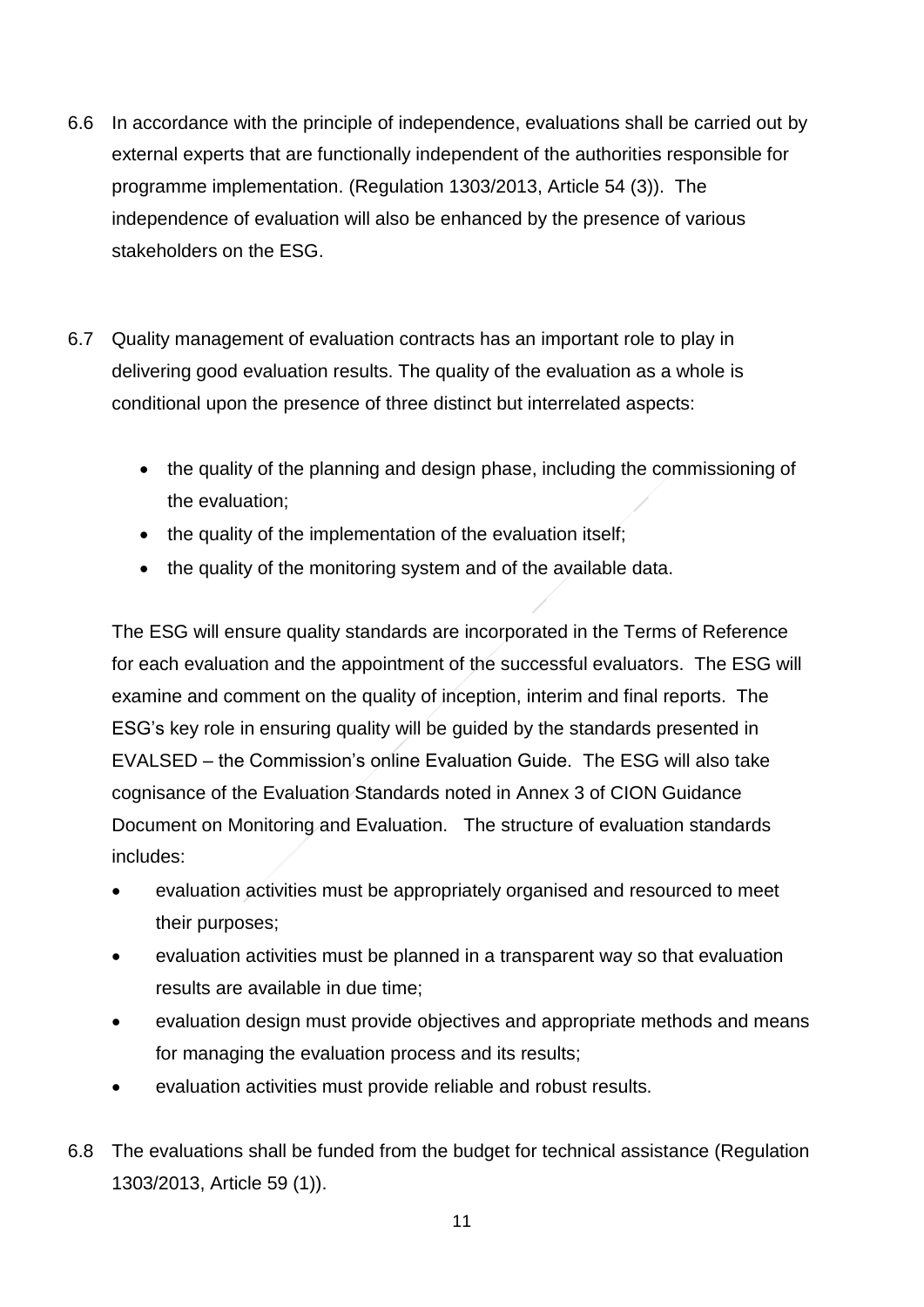6.6 In accordance with the principle of independence, evaluations shall be carried out by external experts that are functionally independent of the authorities responsible for programme implementation. (Regulation 1303/2013, Article 54 (3)). The independence of evaluation will also be enhanced by the presence of various stakeholders on the ESG.

6.7 Quality management of evaluation contracts has an important role to play in delivering good evaluation results. The quality of the evaluation as a whole is conditional upon the presence of three distinct but interrelated aspects:

- the quality of the planning and design phase, including the commissioning of the evaluation;
- the quality of the implementation of the evaluation itself;
- the quality of the monitoring system and of the available data.

The ESG will ensure quality standards are incorporated in the Terms of Reference for each evaluation and the appointment of the successful evaluators. The ESG will examine and comment on the quality of inception, interim and final reports. The ESG's key role in ensuring quality will be guided by the standards presented in EVALSED – the Commission's online Evaluation Guide. The ESG will also take cognisance of the Evaluation Standards noted in Annex 3 of CION Guidance Document on Monitoring and Evaluation. The structure of evaluation standards includes:

- evaluation activities must be appropriately organised and resourced to meet their purposes;
- evaluation activities must be planned in a transparent way so that evaluation results are available in due time;
- evaluation design must provide objectives and appropriate methods and means for managing the evaluation process and its results;
- evaluation activities must provide reliable and robust results.

6.8 The evaluations shall be funded from the budget for technical assistance (Regulation 1303/2013, Article 59 (1)).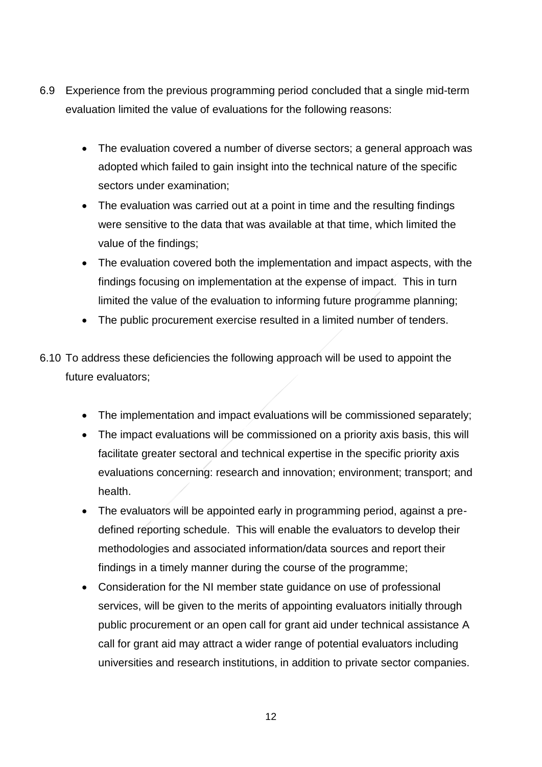6.9 Experience from the previous programming period concluded that a single mid-term evaluation limited the value of evaluations for the following reasons:

- The evaluation covered a number of diverse sectors; a general approach was adopted which failed to gain insight into the technical nature of the specific sectors under examination;
- The evaluation was carried out at a point in time and the resulting findings were sensitive to the data that was available at that time, which limited the value of the findings;
- The evaluation covered both the implementation and impact aspects, with the findings focusing on implementation at the expense of impact. This in turn limited the value of the evaluation to informing future programme planning;
- The public procurement exercise resulted in a limited number of tenders.

6.10 To address these deficiencies the following approach will be used to appoint the future evaluators;

- The implementation and impact evaluations will be commissioned separately;
- The impact evaluations will be commissioned on a priority axis basis, this will facilitate greater sectoral and technical expertise in the specific priority axis evaluations concerning: research and innovation; environment; transport; and health.
- The evaluators will be appointed early in programming period, against a pre-defined reporting schedule. This will enable the evaluators to develop their methodologies and associated information/data sources and report their findings in a timely manner during the course of the programme;
- Consideration for the NI member state guidance on use of professional services, will be given to the merits of appointing evaluators initially through public procurement or an open call for grant aid under technical assistance A call for grant aid may attract a wider range of potential evaluators including universities and research institutions, in addition to private sector companies.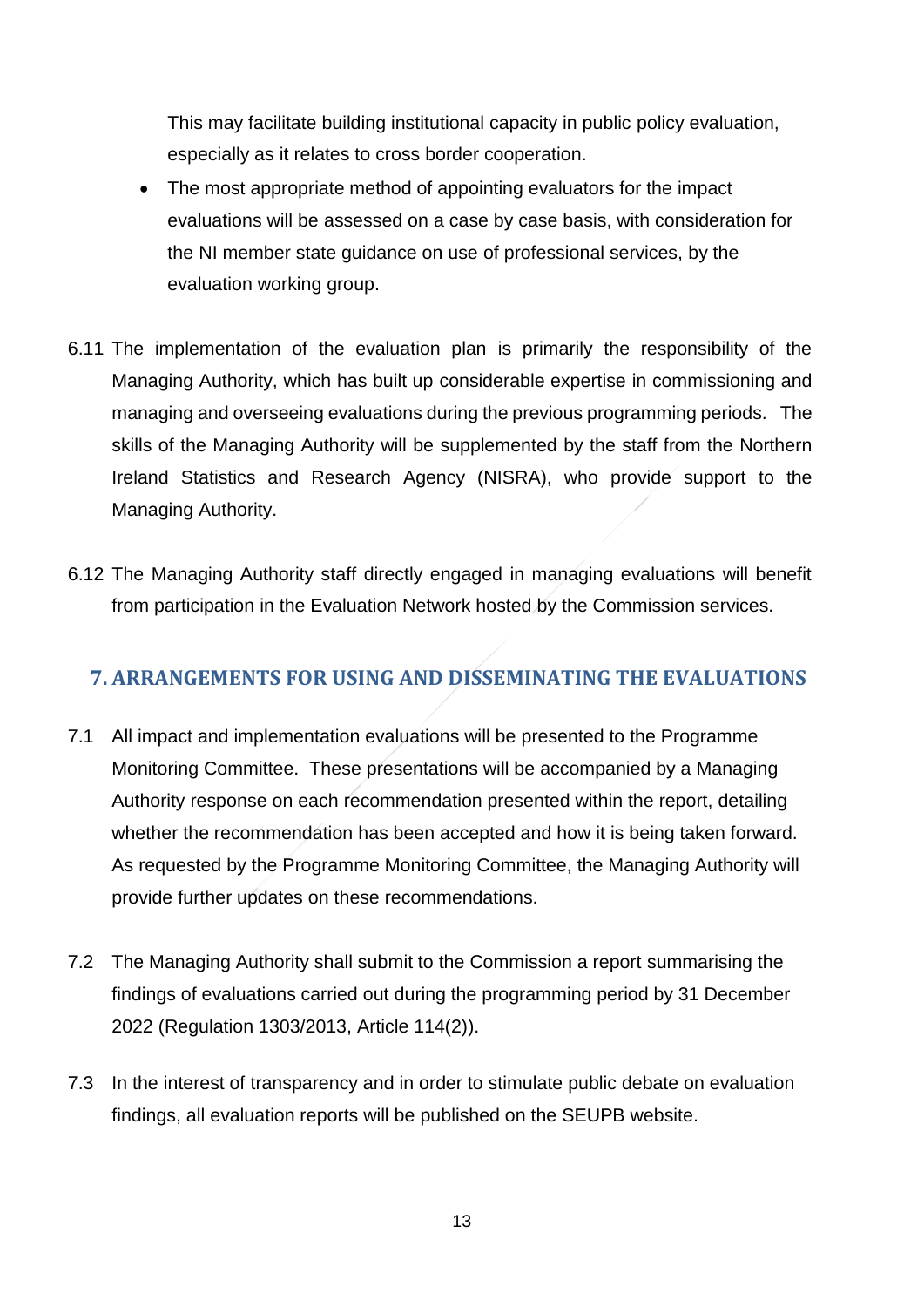This may facilitate building institutional capacity in public policy evaluation, especially as it relates to cross border cooperation.

- The most appropriate method of appointing evaluators for the impact evaluations will be assessed on a case by case basis, with consideration for the NI member state guidance on use of professional services, by the evaluation working group.

6.11 The implementation of the evaluation plan is primarily the responsibility of the Managing Authority, which has built up considerable expertise in commissioning and managing and overseeing evaluations during the previous programming periods. The skills of the Managing Authority will be supplemented by the staff from the Northern Ireland Statistics and Research Agency (NISRA), who provide support to the Managing Authority.

6.12 The Managing Authority staff directly engaged in managing evaluations will benefit from participation in the Evaluation Network hosted by the Commission services.

## 7. ARRANGEMENTS FOR USING AND DISSEMINATING THE EVALUATIONS

7.1 All impact and implementation evaluations will be presented to the Programme Monitoring Committee. These presentations will be accompanied by a Managing Authority response on each recommendation presented within the report, detailing whether the recommendation has been accepted and how it is being taken forward. As requested by the Programme Monitoring Committee, the Managing Authority will provide further updates on these recommendations.

7.2 The Managing Authority shall submit to the Commission a report summarising the findings of evaluations carried out during the programming period by 31 December 2022 (Regulation 1303/2013, Article 114(2)).

7.3 In the interest of transparency and in order to stimulate public debate on evaluation findings, all evaluation reports will be published on the SEUPB website.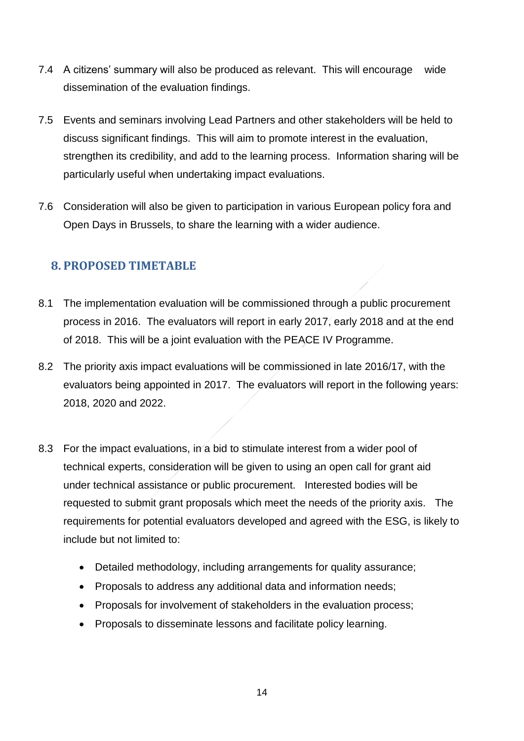7.4 A citizens' summary will also be produced as relevant. This will encourage wide dissemination of the evaluation findings.

7.5 Events and seminars involving Lead Partners and other stakeholders will be held to discuss significant findings. This will aim to promote interest in the evaluation, strengthen its credibility, and add to the learning process. Information sharing will be particularly useful when undertaking impact evaluations.

7.6 Consideration will also be given to participation in various European policy fora and Open Days in Brussels, to share the learning with a wider audience.

## 8. PROPOSED TIMETABLE

8.1 The implementation evaluation will be commissioned through a public procurement process in 2016. The evaluators will report in early 2017, early 2018 and at the end of 2018. This will be a joint evaluation with the PEACE IV Programme.

8.2 The priority axis impact evaluations will be commissioned in late 2016/17, with the evaluators being appointed in 2017. The evaluators will report in the following years: 2018, 2020 and 2022.

8.3 For the impact evaluations, in a bid to stimulate interest from a wider pool of technical experts, consideration will be given to using an open call for grant aid under technical assistance or public procurement. Interested bodies will be requested to submit grant proposals which meet the needs of the priority axis. The requirements for potential evaluators developed and agreed with the ESG, is likely to include but not limited to:

- Detailed methodology, including arrangements for quality assurance;
- Proposals to address any additional data and information needs;
- Proposals for involvement of stakeholders in the evaluation process;
- Proposals to disseminate lessons and facilitate policy learning.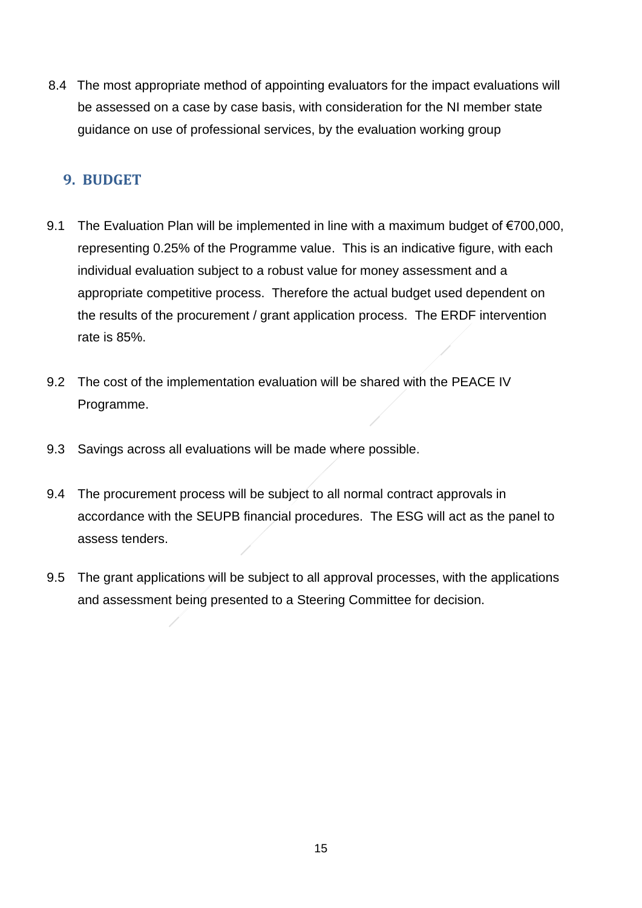8.4 The most appropriate method of appointing evaluators for the impact evaluations will be assessed on a case by case basis, with consideration for the NI member state guidance on use of professional services, by the evaluation working group

## 9. BUDGET

9.1 The Evaluation Plan will be implemented in line with a maximum budget of €700,000, representing 0.25% of the Programme value. This is an indicative figure, with each individual evaluation subject to a robust value for money assessment and a appropriate competitive process. Therefore the actual budget used dependent on the results of the procurement / grant application process. The ERDF intervention rate is 85%.

9.2 The cost of the implementation evaluation will be shared with the PEACE IV Programme.

9.3 Savings across all evaluations will be made where possible.

9.4 The procurement process will be subject to all normal contract approvals in accordance with the SEUPB financial procedures. The ESG will act as the panel to assess tenders.

9.5 The grant applications will be subject to all approval processes, with the applications and assessment being presented to a Steering Committee for decision.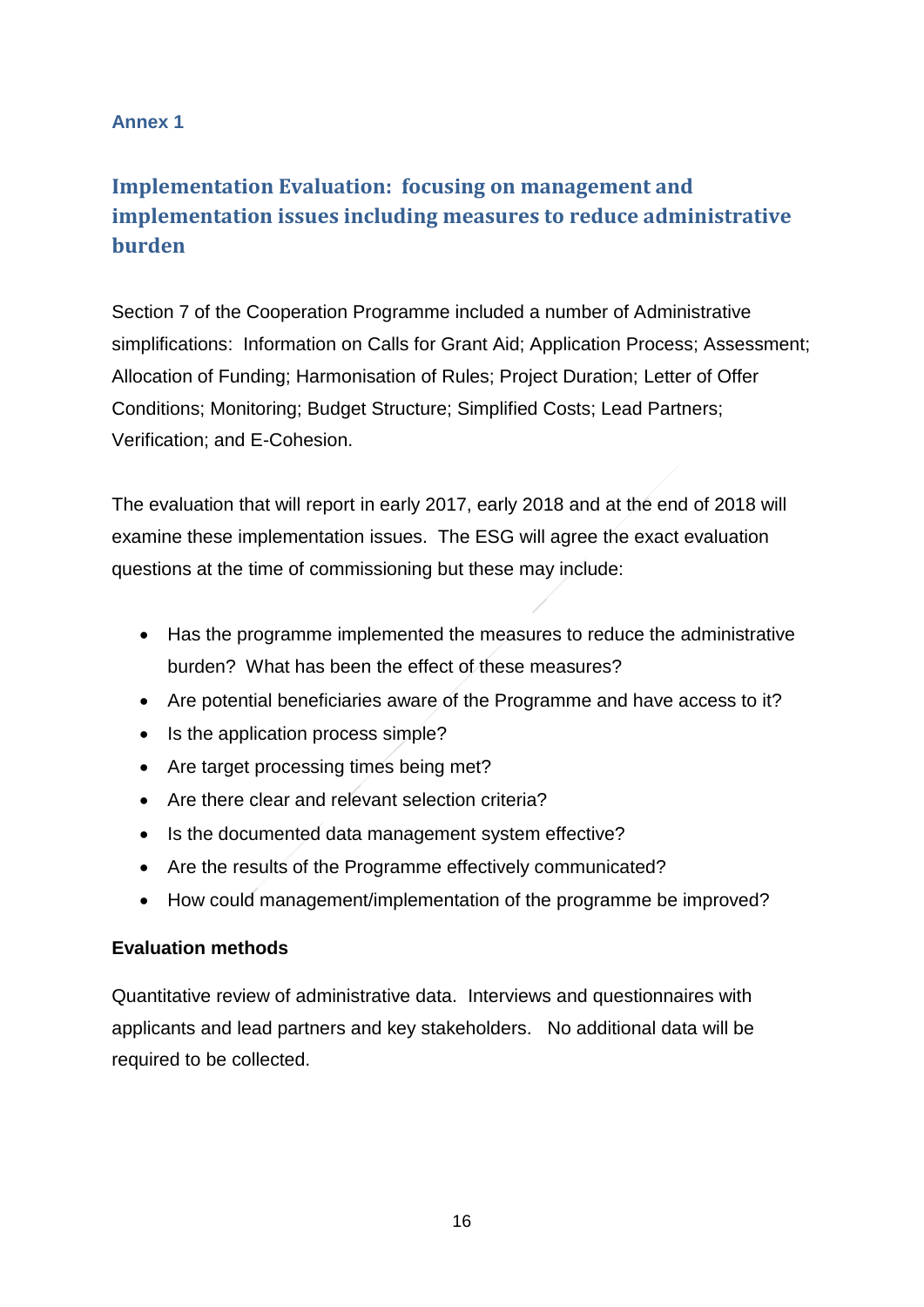**Annex 1**

## Implementation Evaluation: focusing on management and implementation issues including measures to reduce administrative burden

Section 7 of the Cooperation Programme included a number of Administrative simplifications: Information on Calls for Grant Aid; Application Process; Assessment; Allocation of Funding; Harmonisation of Rules; Project Duration; Letter of Offer Conditions; Monitoring; Budget Structure; Simplified Costs; Lead Partners; Verification; and E-Cohesion.

The evaluation that will report in early 2017, early 2018 and at the end of 2018 will examine these implementation issues. The ESG will agree the exact evaluation questions at the time of commissioning but these may include:

- Has the programme implemented the measures to reduce the administrative burden? What has been the effect of these measures?
- Are potential beneficiaries aware of the Programme and have access to it?
- Is the application process simple?
- Are target processing times being met?
- Are there clear and relevant selection criteria?
- Is the documented data management system effective?
- Are the results of the Programme effectively communicated?
- How could management/implementation of the programme be improved?

**Evaluation methods**

Quantitative review of administrative data. Interviews and questionnaires with applicants and lead partners and key stakeholders. No additional data will be required to be collected.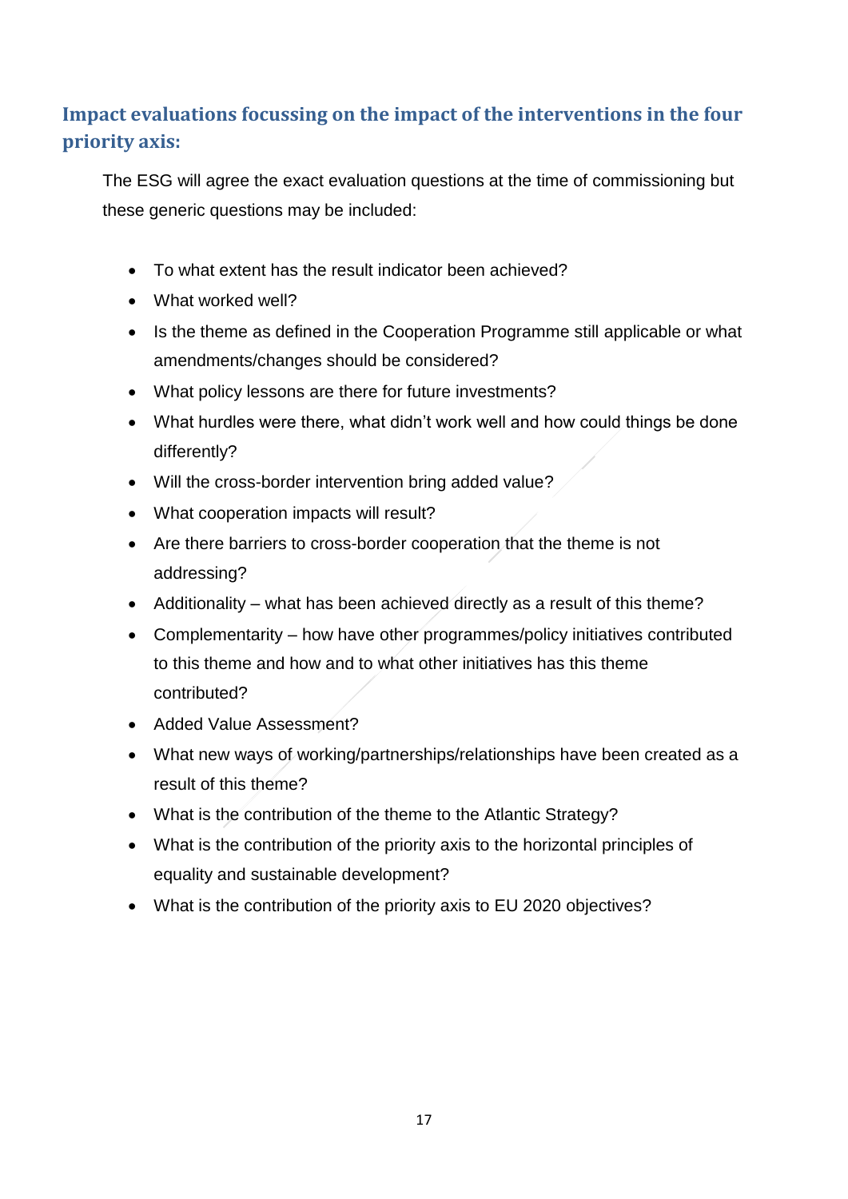### Impact evaluations focussing on the impact of the interventions in the four priority axis:

The ESG will agree the exact evaluation questions at the time of commissioning but these generic questions may be included:

- To what extent has the result indicator been achieved?
- What worked well?
- Is the theme as defined in the Cooperation Programme still applicable or what amendments/changes should be considered?
- What policy lessons are there for future investments?
- What hurdles were there, what didn't work well and how could things be done differently?
- Will the cross-border intervention bring added value?
- What cooperation impacts will result?
- Are there barriers to cross-border cooperation that the theme is not addressing?
- Additionality – what has been achieved directly as a result of this theme?
- Complementarity – how have other programmes/policy initiatives contributed to this theme and how and to what other initiatives has this theme contributed?
- Added Value Assessment?
- What new ways of working/partnerships/relationships have been created as a result of this theme?
- What is the contribution of the theme to the Atlantic Strategy?
- What is the contribution of the priority axis to the horizontal principles of equality and sustainable development?
- What is the contribution of the priority axis to EU 2020 objectives?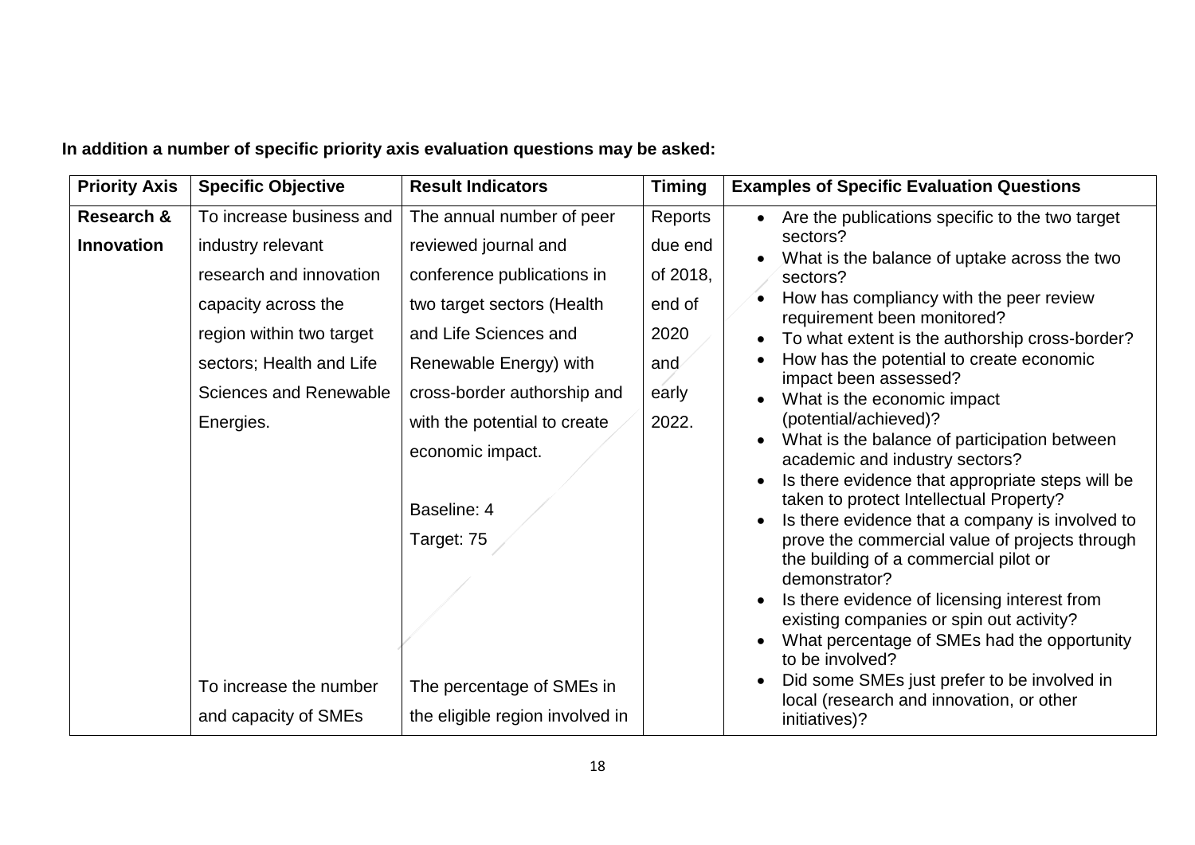**In addition a number of specific priority axis evaluation questions may be asked:**

| Priority Axis | Specific Objective | Result Indicators | Timing | Examples of Specific Evaluation Questions |
|---|---|---|---|---|
| **Research & Innovation** | To increase business and industry relevant research and innovation capacity across the region within two target sectors; Health and Life Sciences and Renewable Energies.<br><br>To increase the number and capacity of SMEs | The annual number of peer reviewed journal and conference publications in two target sectors (Health and Life Sciences and Renewable Energy) with cross-border authorship and with the potential to create economic impact.<br><br>Baseline: 4<br>Target: 75<br><br>The percentage of SMEs in the eligible region involved in | Reports due end of 2018, end of 2020 and early 2022. | • Are the publications specific to the two target sectors?<br>• What is the balance of uptake across the two sectors?<br>• How has compliancy with the peer review requirement been monitored?<br>• To what extent is the authorship cross-border?<br>• How has the potential to create economic impact been assessed?<br>• What is the economic impact (potential/achieved)?<br>• What is the balance of participation between academic and industry sectors?<br>• Is there evidence that appropriate steps will be taken to protect Intellectual Property?<br>• Is there evidence that a company is involved to prove the commercial value of projects through the building of a commercial pilot or demonstrator?<br>• Is there evidence of licensing interest from existing companies or spin out activity?<br>• What percentage of SMEs had the opportunity to be involved?<br>• Did some SMEs just prefer to be involved in local (research and innovation, or other initiatives)? |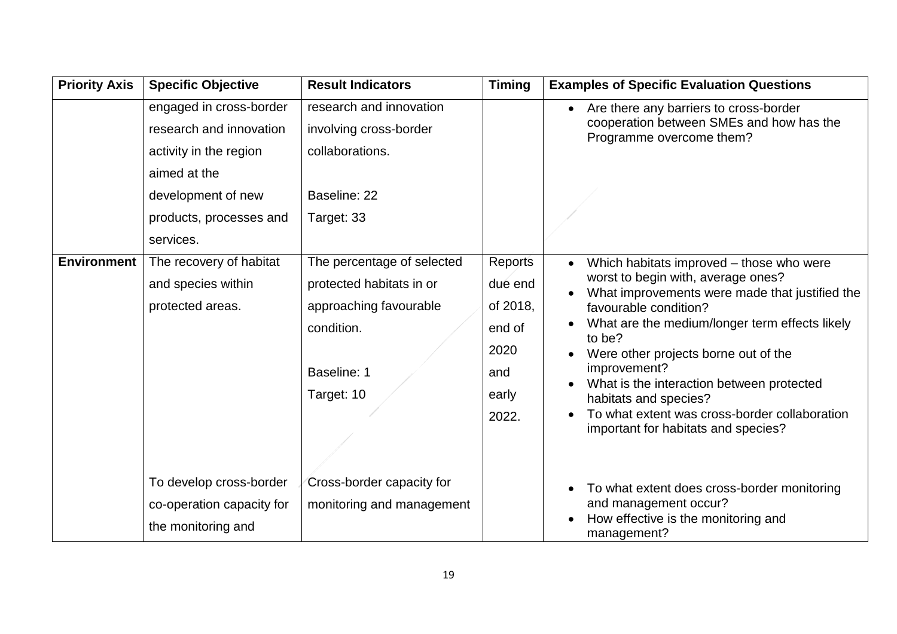| Priority Axis | Specific Objective | Result Indicators | Timing | Examples of Specific Evaluation Questions |
| --- | --- | --- | --- | --- |
| | engaged in cross-border research and innovation activity in the region aimed at the development of new products, processes and services. | research and innovation involving cross-border collaborations.<br><br>Baseline: 22<br>Target: 33 | | • Are there any barriers to cross-border cooperation between SMEs and how has the Programme overcome them? |
| **Environment** | The recovery of habitat and species within protected areas. | The percentage of selected protected habitats in or approaching favourable condition.<br><br>Baseline: 1<br>Target: 10 | Reports due end of 2018, end of 2020 and early 2022. | • Which habitats improved – those who were worst to begin with, average ones?<br>• What improvements were made that justified the favourable condition?<br>• What are the medium/longer term effects likely to be?<br>• Were other projects borne out of the improvement?<br>• What is the interaction between protected habitats and species?<br>• To what extent was cross-border collaboration important for habitats and species? |
| | To develop cross-border co-operation capacity for the monitoring and | Cross-border capacity for monitoring and management | | • To what extent does cross-border monitoring and management occur?<br>• How effective is the monitoring and management? |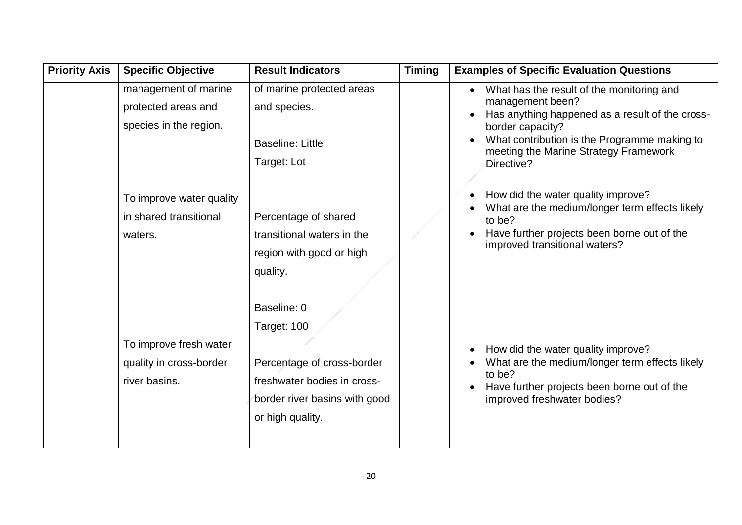| Priority Axis | Specific Objective | Result Indicators | Timing | Examples of Specific Evaluation Questions |
|---|---|---|---|---|
| | management of marine protected areas and species in the region. | of marine protected areas and species.<br><br>Baseline: Little<br>Target: Lot | | • What has the result of the monitoring and management been?<br>• Has anything happened as a result of the cross-border capacity?<br>• What contribution is the Programme making to meeting the Marine Strategy Framework Directive? |
| | To improve water quality in shared transitional waters. | Percentage of shared transitional waters in the region with good or high quality.<br><br>Baseline: 0<br>Target: 100 | | • How did the water quality improve?<br>• What are the medium/longer term effects likely to be?<br>• Have further projects been borne out of the improved transitional waters? |
| | To improve fresh water quality in cross-border river basins. | Percentage of cross-border freshwater bodies in cross-border river basins with good or high quality. | | • How did the water quality improve?<br>• What are the medium/longer term effects likely to be?<br>• Have further projects been borne out of the improved freshwater bodies? |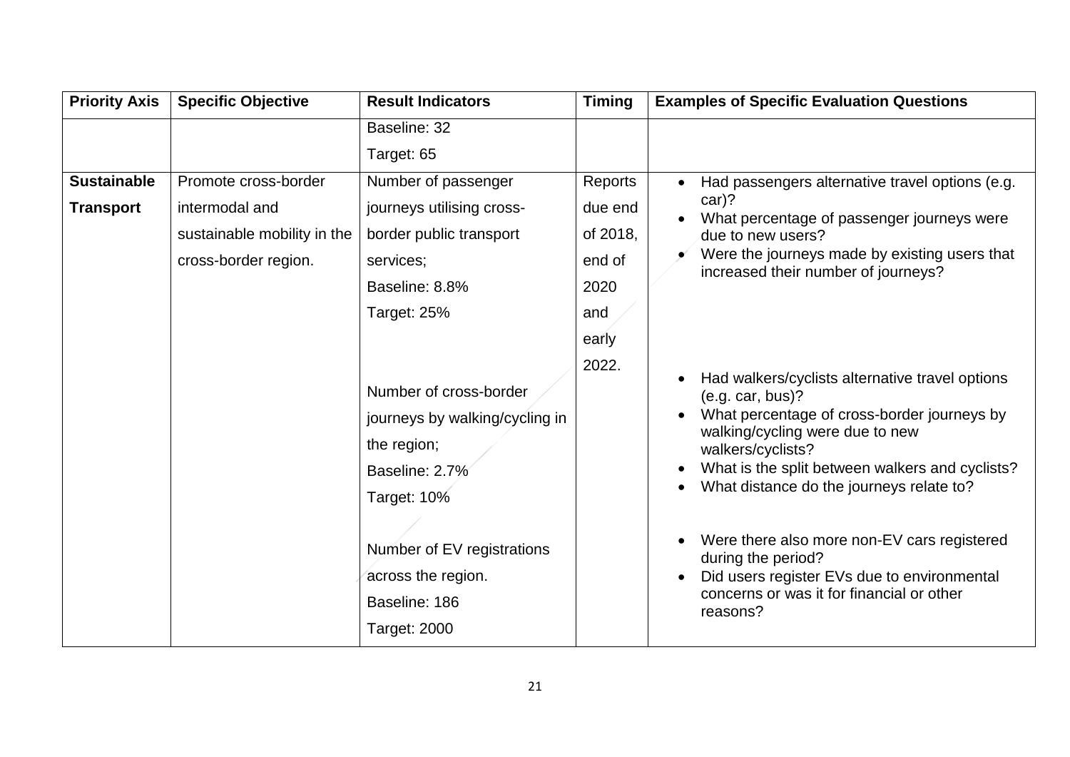| Priority Axis | Specific Objective | Result Indicators | Timing | Examples of Specific Evaluation Questions |
|---|---|---|---|---|
| | | Baseline: 32<br>Target: 65 | | |
| **Sustainable Transport** | Promote cross-border intermodal and sustainable mobility in the cross-border region. | Number of passenger journeys utilising cross-border public transport services;<br>Baseline: 8.8%<br>Target: 25% | Reports due end of 2018, end of 2020 and early 2022. | • Had passengers alternative travel options (e.g. car)?<br>• What percentage of passenger journeys were due to new users?<br>• Were the journeys made by existing users that increased their number of journeys? |
| | | Number of cross-border journeys by walking/cycling in the region;<br>Baseline: 2.7%<br>Target: 10% | | • Had walkers/cyclists alternative travel options (e.g. car, bus)?<br>• What percentage of cross-border journeys by walking/cycling were due to new walkers/cyclists?<br>• What is the split between walkers and cyclists?<br>• What distance do the journeys relate to? |
| | | Number of EV registrations across the region.<br>Baseline: 186<br>Target: 2000 | | • Were there also more non-EV cars registered during the period?<br>• Did users register EVs due to environmental concerns or was it for financial or other reasons? |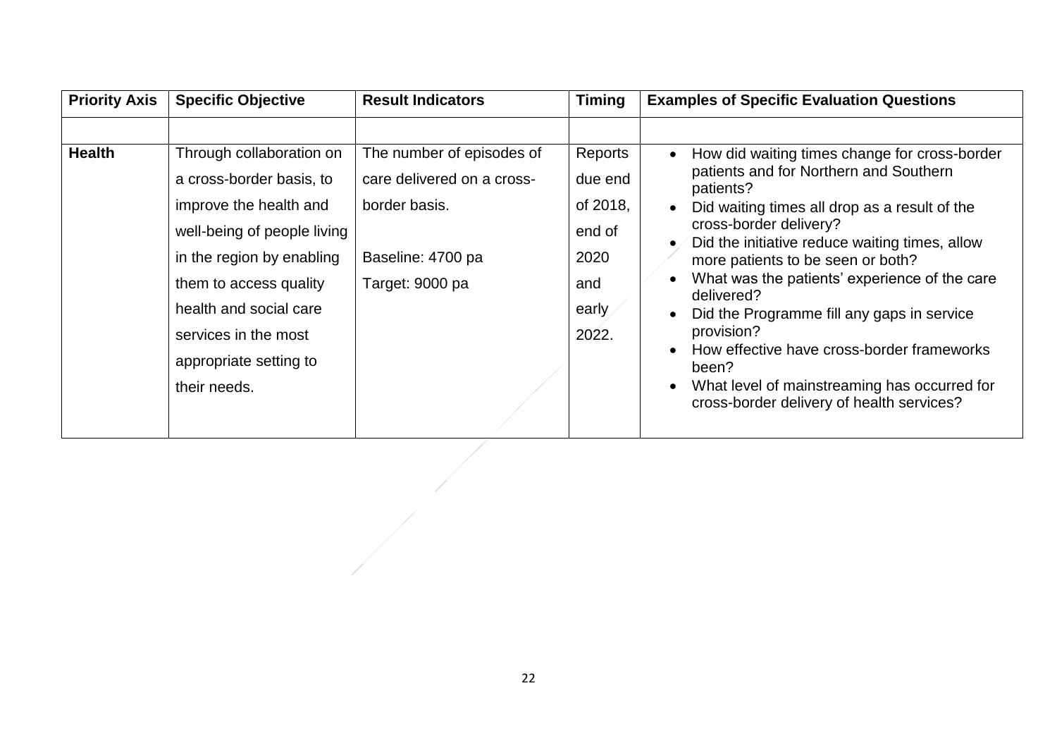| Priority Axis | Specific Objective | Result Indicators | Timing | Examples of Specific Evaluation Questions |
|---|---|---|---|---|
| | | | | |
| **Health** | Through collaboration on a cross-border basis, to improve the health and well-being of people living in the region by enabling them to access quality health and social care services in the most appropriate setting to their needs. | The number of episodes of care delivered on a cross-border basis.<br><br>Baseline: 4700 pa<br>Target: 9000 pa | Reports due end of 2018, end of 2020 and early 2022. | • How did waiting times change for cross-border patients and for Northern and Southern patients?<br>• Did waiting times all drop as a result of the cross-border delivery?<br>• Did the initiative reduce waiting times, allow more patients to be seen or both?<br>• What was the patients' experience of the care delivered?<br>• Did the Programme fill any gaps in service provision?<br>• How effective have cross-border frameworks been?<br>• What level of mainstreaming has occurred for cross-border delivery of health services? |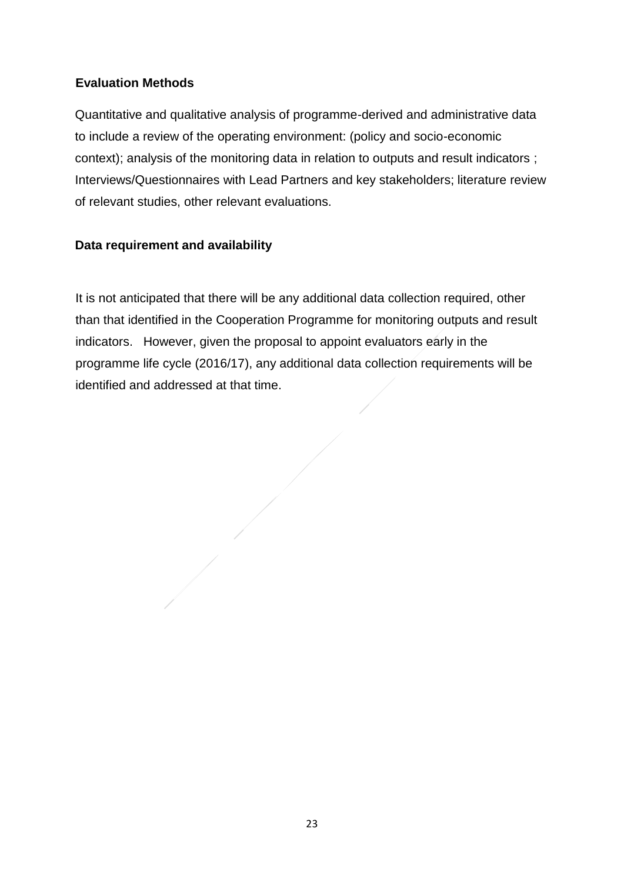**Evaluation Methods**

Quantitative and qualitative analysis of programme-derived and administrative data to include a review of the operating environment: (policy and socio-economic context); analysis of the monitoring data in relation to outputs and result indicators ; Interviews/Questionnaires with Lead Partners and key stakeholders; literature review of relevant studies, other relevant evaluations.

**Data requirement and availability**

It is not anticipated that there will be any additional data collection required, other than that identified in the Cooperation Programme for monitoring outputs and result indicators. However, given the proposal to appoint evaluators early in the programme life cycle (2016/17), any additional data collection requirements will be identified and addressed at that time.